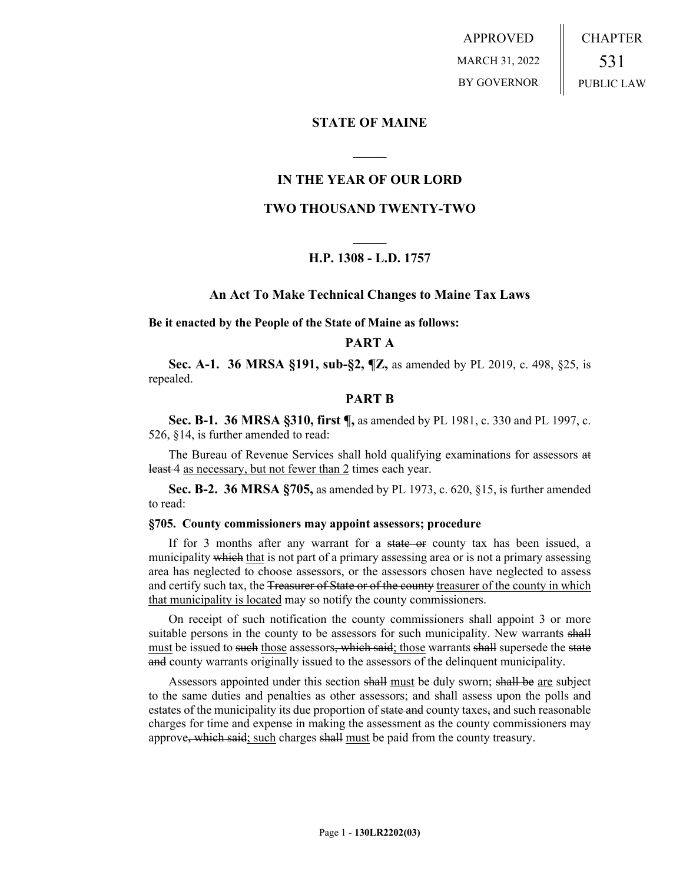APPROVED
MARCH 31, 2022
BY GOVERNOR

CHAPTER
531
PUBLIC LAW

**STATE OF MAINE**

**IN THE YEAR OF OUR LORD**

**TWO THOUSAND TWENTY-TWO**

**H.P. 1308 - L.D. 1757**

### An Act To Make Technical Changes to Maine Tax Laws

**Be it enacted by the People of the State of Maine as follows:**

## PART A

**Sec. A-1. 36 MRSA §191, sub-§2, ¶Z,** as amended by PL 2019, c. 498, §25, is repealed.

## PART B

**Sec. B-1. 36 MRSA §310, first ¶,** as amended by PL 1981, c. 330 and PL 1997, c. 526, §14, is further amended to read:

The Bureau of Revenue Services shall hold qualifying examinations for assessors ~~at least 4~~ <u>as necessary, but not fewer than 2</u> times each year.

**Sec. B-2. 36 MRSA §705,** as amended by PL 1973, c. 620, §15, is further amended to read:

**§705. County commissioners may appoint assessors; procedure**

If for 3 months after any warrant for a ~~state or~~ county tax has been issued, a municipality ~~which~~ <u>that</u> is not part of a primary assessing area or is not a primary assessing area has neglected to choose assessors, or the assessors chosen have neglected to assess and certify such tax, the ~~Treasurer of State or of the county~~ <u>treasurer of the county in which that municipality is located</u> may so notify the county commissioners.

On receipt of such notification the county commissioners shall appoint 3 or more suitable persons in the county to be assessors for such municipality. New warrants ~~shall~~ <u>must</u> be issued to ~~such~~ <u>those</u> assessors~~, which said~~<u>; those</u> warrants ~~shall~~ supersede the ~~state and~~ county warrants originally issued to the assessors of the delinquent municipality.

Assessors appointed under this section ~~shall~~ <u>must</u> be duly sworn; ~~shall be~~ <u>are</u> subject to the same duties and penalties as other assessors; and shall assess upon the polls and estates of the municipality its due proportion of ~~state and~~ county taxes~~,~~ and such reasonable charges for time and expense in making the assessment as the county commissioners may approve~~, which said~~<u>; such</u> charges ~~shall~~ <u>must</u> be paid from the county treasury.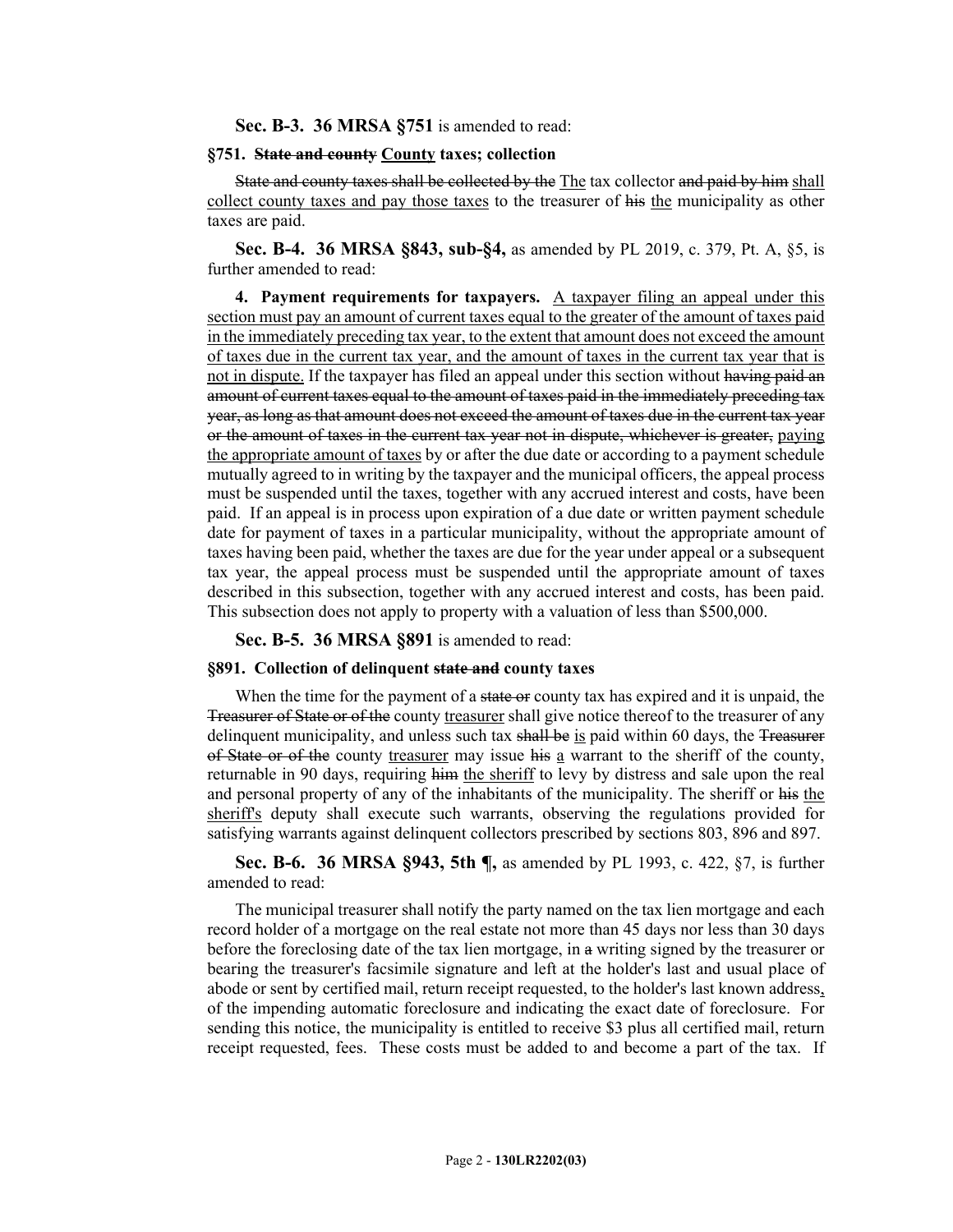**Sec. B-3. 36 MRSA §751** is amended to read:

**§751. ~~State and county~~ County taxes; collection**

~~State and county taxes shall be collected by the~~ The tax collector ~~and paid by him~~ shall collect county taxes and pay those taxes to the treasurer of ~~his~~ the municipality as other taxes are paid.

**Sec. B-4. 36 MRSA §843, sub-§4,** as amended by PL 2019, c. 379, Pt. A, §5, is further amended to read:

**4. Payment requirements for taxpayers.** A taxpayer filing an appeal under this section must pay an amount of current taxes equal to the greater of the amount of taxes paid in the immediately preceding tax year, to the extent that amount does not exceed the amount of taxes due in the current tax year, and the amount of taxes in the current tax year that is not in dispute. If the taxpayer has filed an appeal under this section without ~~having paid an amount of current taxes equal to the amount of taxes paid in the immediately preceding tax year, as long as that amount does not exceed the amount of taxes due in the current tax year or the amount of taxes in the current tax year not in dispute, whichever is greater,~~ paying the appropriate amount of taxes by or after the due date or according to a payment schedule mutually agreed to in writing by the taxpayer and the municipal officers, the appeal process must be suspended until the taxes, together with any accrued interest and costs, have been paid. If an appeal is in process upon expiration of a due date or written payment schedule date for payment of taxes in a particular municipality, without the appropriate amount of taxes having been paid, whether the taxes are due for the year under appeal or a subsequent tax year, the appeal process must be suspended until the appropriate amount of taxes described in this subsection, together with any accrued interest and costs, has been paid. This subsection does not apply to property with a valuation of less than $500,000.

**Sec. B-5. 36 MRSA §891** is amended to read:

**§891. Collection of delinquent ~~state and~~ county taxes**

When the time for the payment of a ~~state or~~ county tax has expired and it is unpaid, the ~~Treasurer of State or of the~~ county treasurer shall give notice thereof to the treasurer of any delinquent municipality, and unless such tax ~~shall be~~ is paid within 60 days, the ~~Treasurer of State or of the~~ county treasurer may issue ~~his~~ a warrant to the sheriff of the county, returnable in 90 days, requiring ~~him~~ the sheriff to levy by distress and sale upon the real and personal property of any of the inhabitants of the municipality. The sheriff or ~~his~~ the sheriff's deputy shall execute such warrants, observing the regulations provided for satisfying warrants against delinquent collectors prescribed by sections 803, 896 and 897.

**Sec. B-6. 36 MRSA §943, 5th ¶,** as amended by PL 1993, c. 422, §7, is further amended to read:

The municipal treasurer shall notify the party named on the tax lien mortgage and each record holder of a mortgage on the real estate not more than 45 days nor less than 30 days before the foreclosing date of the tax lien mortgage, in ~~a~~ writing signed by the treasurer or bearing the treasurer's facsimile signature and left at the holder's last and usual place of abode or sent by certified mail, return receipt requested, to the holder's last known address, of the impending automatic foreclosure and indicating the exact date of foreclosure. For sending this notice, the municipality is entitled to receive $3 plus all certified mail, return receipt requested, fees. These costs must be added to and become a part of the tax. If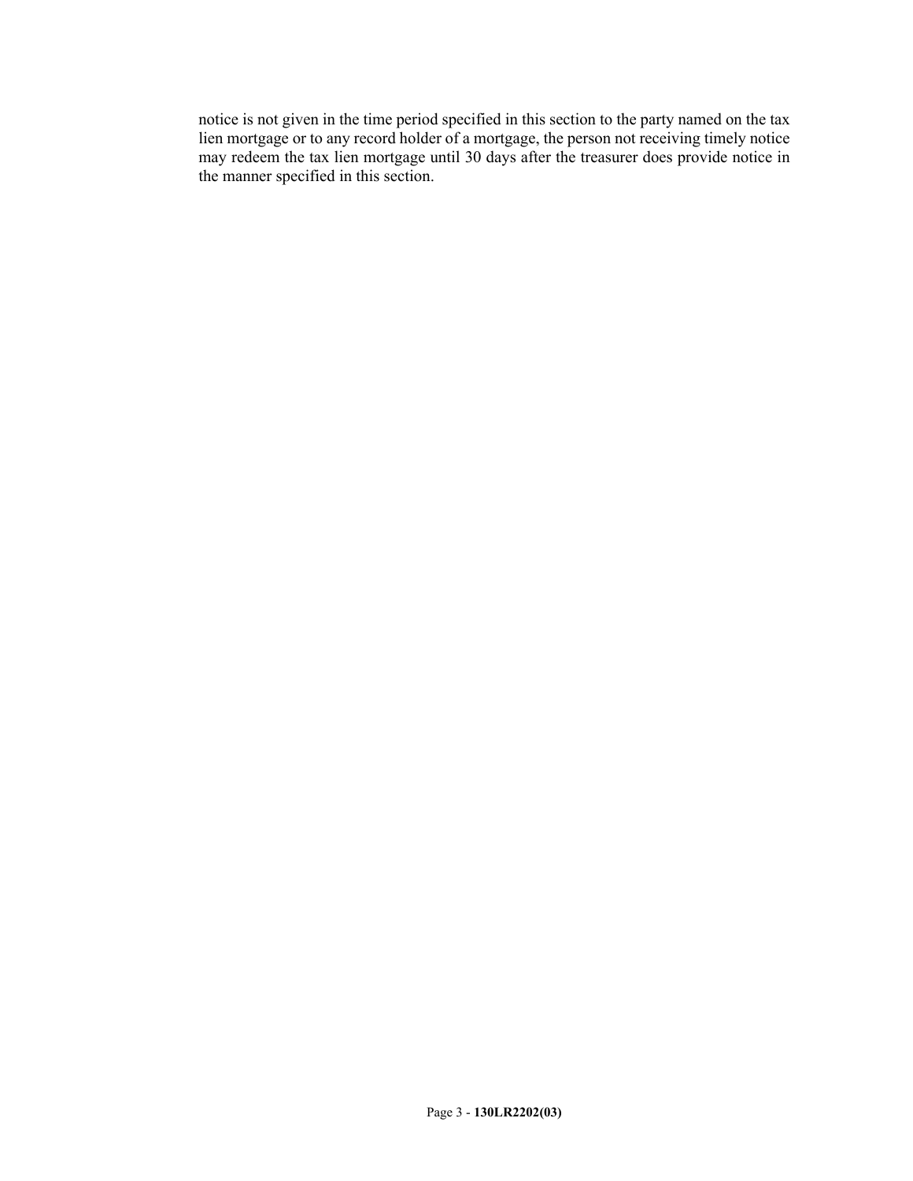notice is not given in the time period specified in this section to the party named on the tax lien mortgage or to any record holder of a mortgage, the person not receiving timely notice may redeem the tax lien mortgage until 30 days after the treasurer does provide notice in the manner specified in this section.